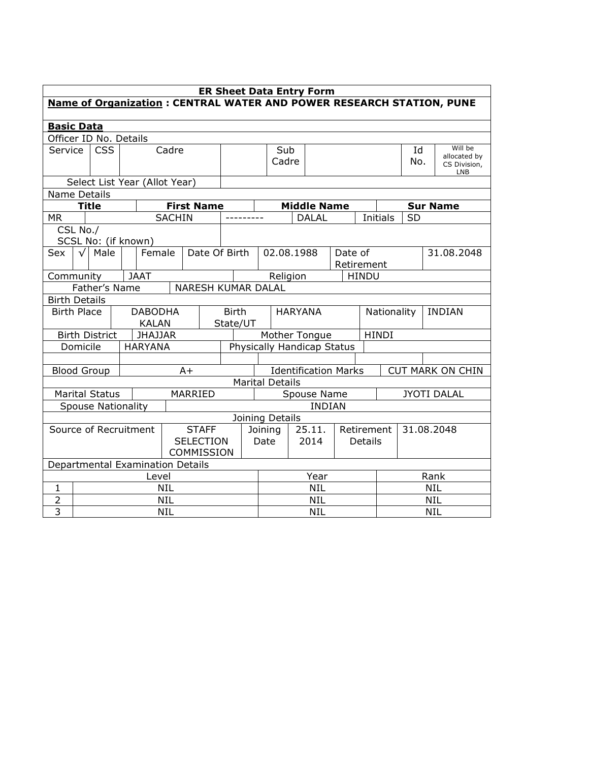**ER Sheet Data Entry Form**

**Name of Organization : CENTRAL WATER AND POWER RESEARCH STATION, PUNE**

**Basic Data**

Officer ID No. Details

| Service | CSS | Cadre | | Sub Cadre | | Id No. | Will be allocated by CS Division, LNB |
|---|---|---|---|---|---|---|---|

| Select List Year (Allot Year) | |
|---|---|

Name Details

| Title | First Name | Middle Name | Sur Name |
|---|---|---|---|
| MR | SACHIN | --------- | DALAL |

| Initials | SD |
|---|---|

| CSL No./ SCSL No: (if known) | |
|---|---|

| Sex | √ Male | Female | Date Of Birth | 02.08.1988 | Date of Retirement | 31.08.2048 |
|---|---|---|---|---|---|---|

| Community | JAAT | Religion | HINDU |
|---|---|---|---|

| Father's Name | NARESH KUMAR DALAL |
|---|---|

Birth Details

| Birth Place | DABODHA KALAN | Birth State/UT | HARYANA | Nationality | INDIAN |
|---|---|---|---|---|---|
| Birth District | JHAJJAR | Mother Tongue | HINDI | | |
| Domicile | HARYANA | Physically Handicap Status | | | |
| Blood Group | A+ | Identification Marks | CUT MARK ON CHIN | | |

Marital Details

| Marital Status | MARRIED | Spouse Name | JYOTI DALAL |
|---|---|---|---|
| Spouse Nationality | INDIAN | | |

Joining Details

| Source of Recruitment | STAFF SELECTION COMMISSION | Joining Date | 25.11.2014 | Retirement Details | 31.08.2048 |
|---|---|---|---|---|---|

Departmental Examination Details

| | Level | Year | Rank |
|---|---|---|---|
| 1 | NIL | NIL | NIL |
| 2 | NIL | NIL | NIL |
| 3 | NIL | NIL | NIL |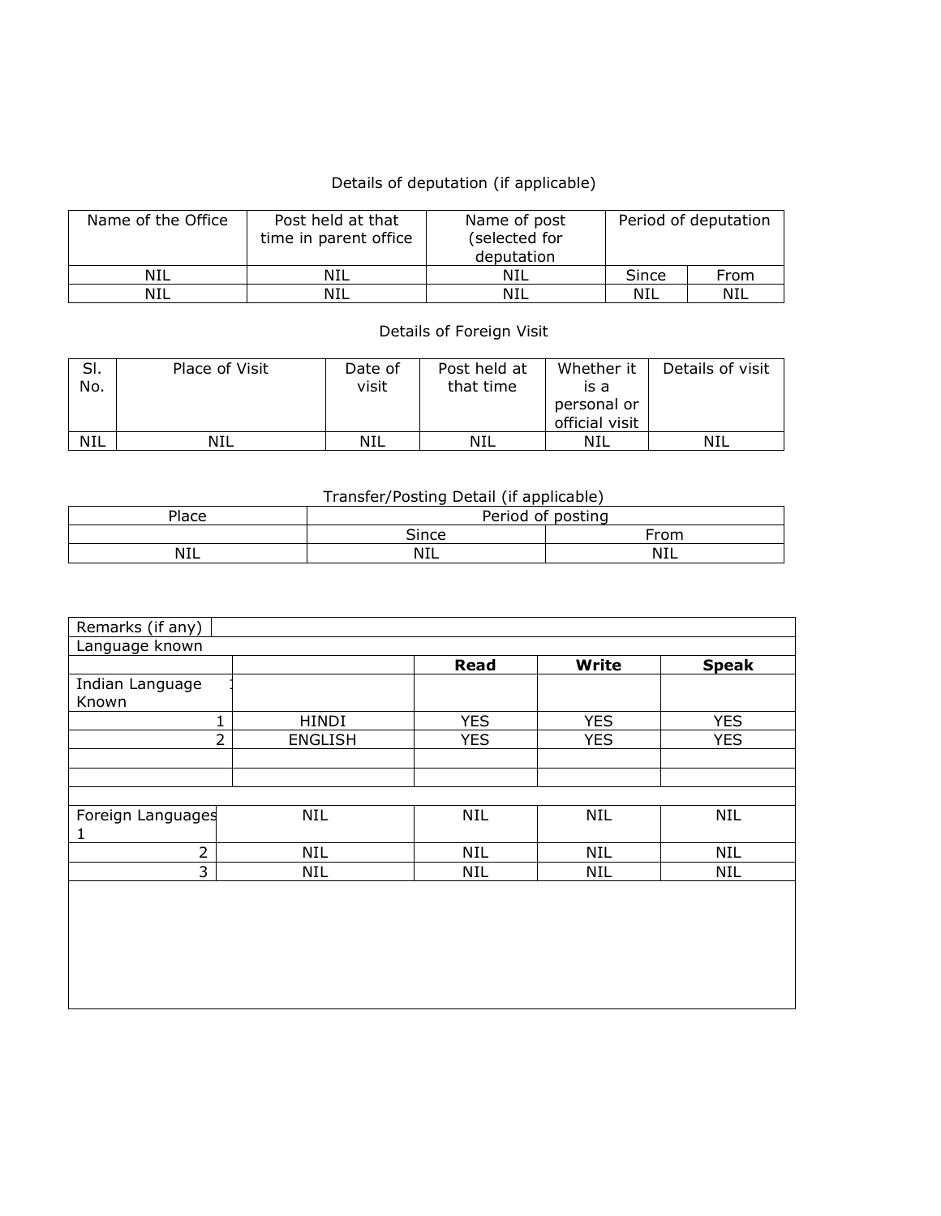Details of deputation (if applicable)

| Name of the Office | Post held at that time in parent office | Name of post (selected for deputation | Period of deputation | |
|---|---|---|---|---|
| NIL | NIL | NIL | Since | From |
| NIL | NIL | NIL | NIL | NIL |

Details of Foreign Visit

| Sl. No. | Place of Visit | Date of visit | Post held at that time | Whether it is a personal or official visit | Details of visit |
|---|---|---|---|---|---|
| NIL | NIL | NIL | NIL | NIL | NIL |

Transfer/Posting Detail (if applicable)

| Place | Period of posting | |
|---|---|---|
| | Since | From |
| NIL | NIL | NIL |

| Remarks (if any) | | | | |
|---|---|---|---|---|
| Language known | | | | |
| | | **Read** | **Write** | **Speak** |
| Indian Language Known | | | | |
| 1 | HINDI | YES | YES | YES |
| 2 | ENGLISH | YES | YES | YES |
| | | | | |
| | | | | |
| | | | | |
| Foreign Languages 1 | NIL | NIL | NIL | NIL |
| 2 | NIL | NIL | NIL | NIL |
| 3 | NIL | NIL | NIL | NIL |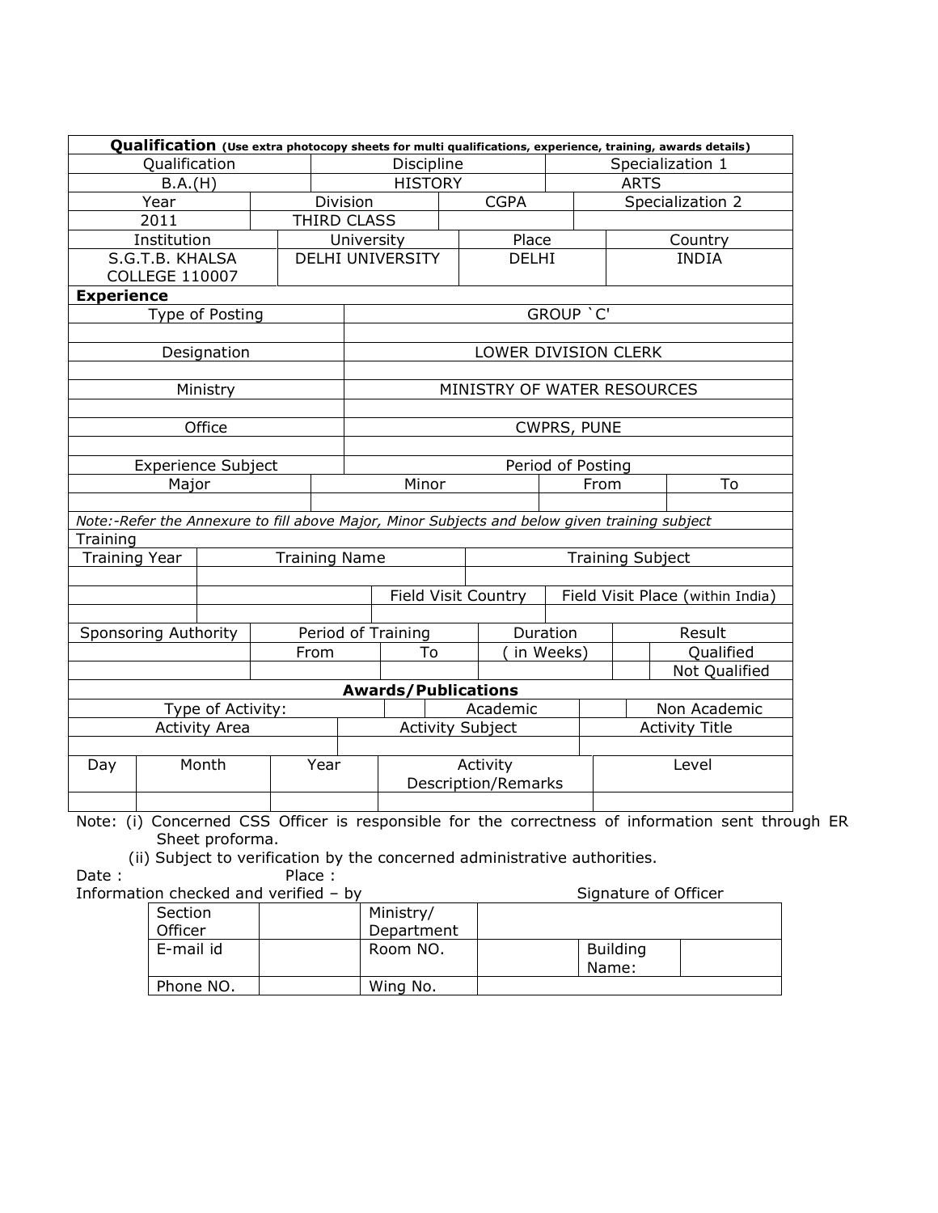**Qualification** (Use extra photocopy sheets for multi qualifications, experience, training, awards details)

| Qualification | Discipline | Specialization 1 |
|---|---|---|
| B.A.(H) | HISTORY | ARTS |

| Year | Division | CGPA | Specialization 2 |
|---|---|---|---|
| 2011 | THIRD CLASS | | |

| Institution | University | Place | Country |
|---|---|---|---|
| S.G.T.B. KHALSA COLLEGE 110007 | DELHI UNIVERSITY | DELHI | INDIA |

**Experience**

| | |
|---|---|
| Type of Posting | GROUP `C' |
| | |
| Designation | LOWER DIVISION CLERK |
| | |
| Ministry | MINISTRY OF WATER RESOURCES |
| | |
| Office | CWPRS, PUNE |
| | |

| Experience Subject | | Period of Posting | |
|---|---|---|---|
| Major | Minor | From | To |
| | | | |

*Note:-Refer the Annexure to fill above Major, Minor Subjects and below given training subject*

Training

| Training Year | Training Name | | Training Subject |
|---|---|---|---|
| | | | |
| | | Field Visit Country | Field Visit Place (within India) |
| | | | |

| Sponsoring Authority | Period of Training | | Duration | | Result |
|---|---|---|---|---|---|
| | From | To | ( in Weeks) | | Qualified |
| | | | | | Not Qualified |

**Awards/Publications**

| Type of Activity: | | Academic | | Non Academic |
|---|---|---|---|---|

| Activity Area | Activity Subject | Activity Title |
|---|---|---|
| | | |

| Day | Month | Year | Activity Description/Remarks | Level |
|---|---|---|---|---|
| | | | | |

Note: (i) Concerned CSS Officer is responsible for the correctness of information sent through ER Sheet proforma.

(ii) Subject to verification by the concerned administrative authorities.

Date : Place :

Information checked and verified – by Signature of Officer

| | | | | | |
|---|---|---|---|---|---|
| Section Officer | | Ministry/ Department | | | |
| E-mail id | | Room NO. | | Building Name: | |
| Phone NO. | | Wing No. | | | |